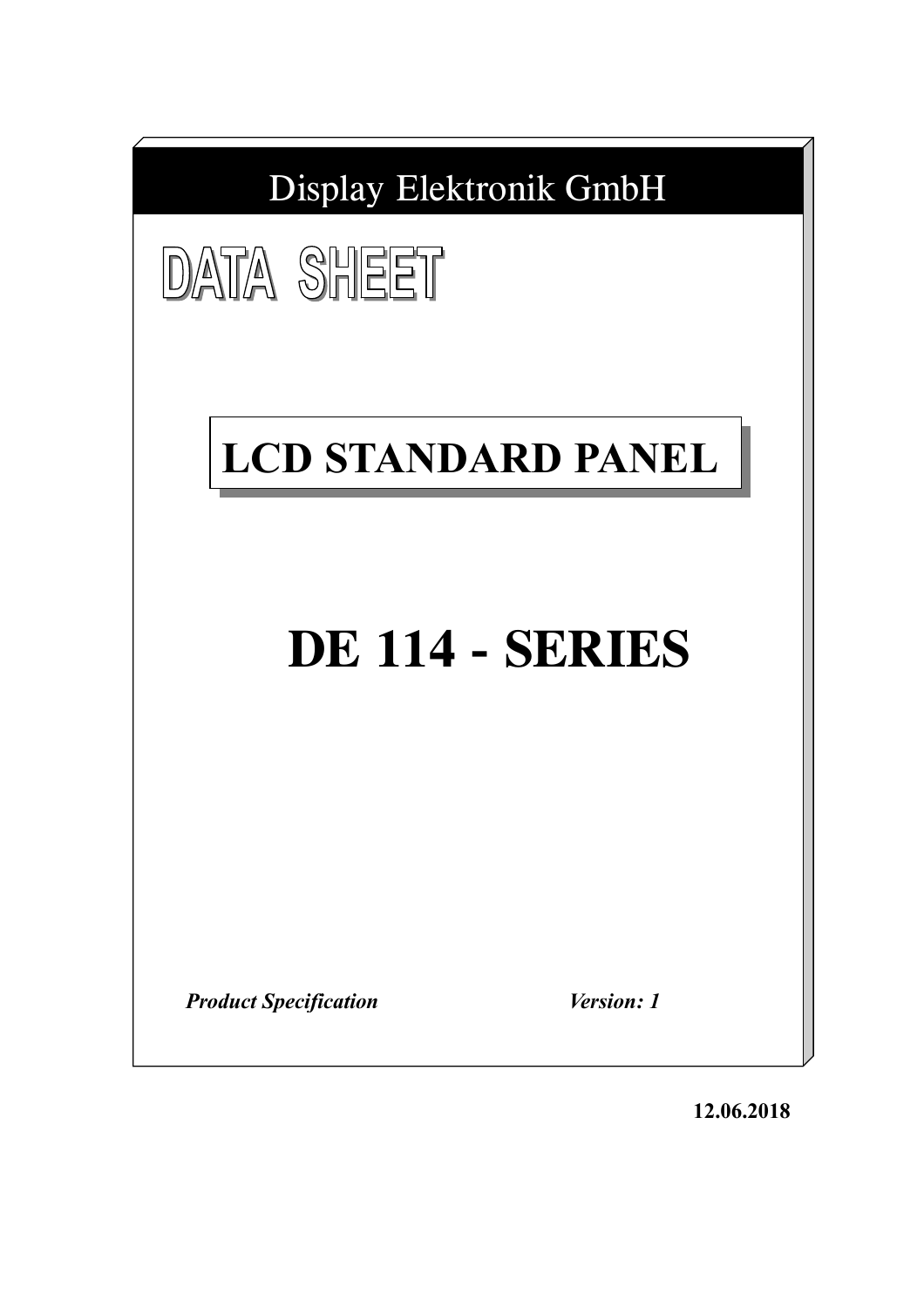Display Elektronik GmbH

# DATA SHEET

## LCD STANDARD PANEL

# DE 114 - SERIES

***Product Specification*** ***Version: 1***

**12.06.2018**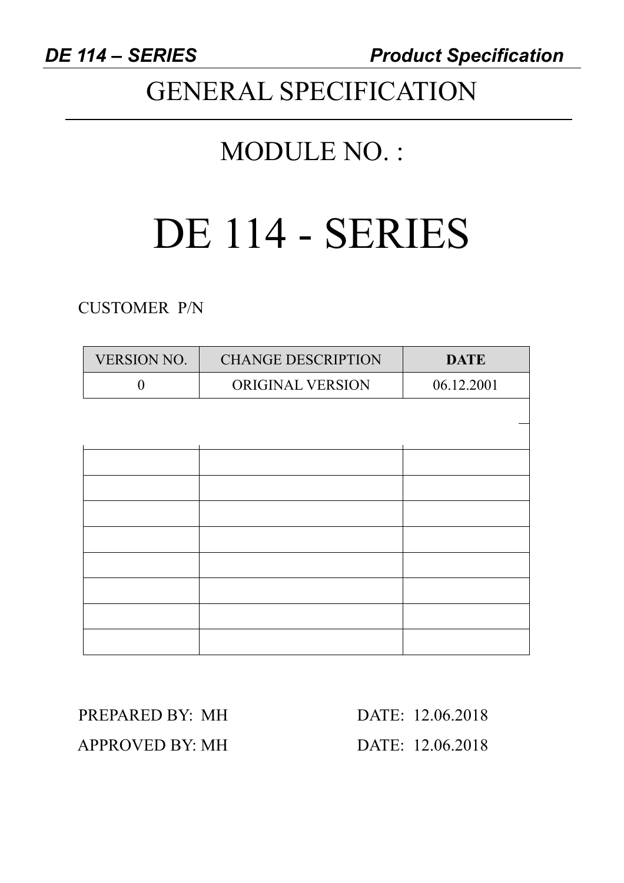# GENERAL SPECIFICATION

## MODULE NO. :

# DE 114 - SERIES

CUSTOMER P/N

| VERSION NO. | CHANGE DESCRIPTION | **DATE** |
|---|---|---|
| 0 | ORIGINAL VERSION | 06.12.2001 |
| | | |
| | | |
| | | |
| | | |
| | | |
| | | |
| | | |
| | | |
| | | |

PREPARED BY: MH DATE: 12.06.2018

APPROVED BY: MH DATE: 12.06.2018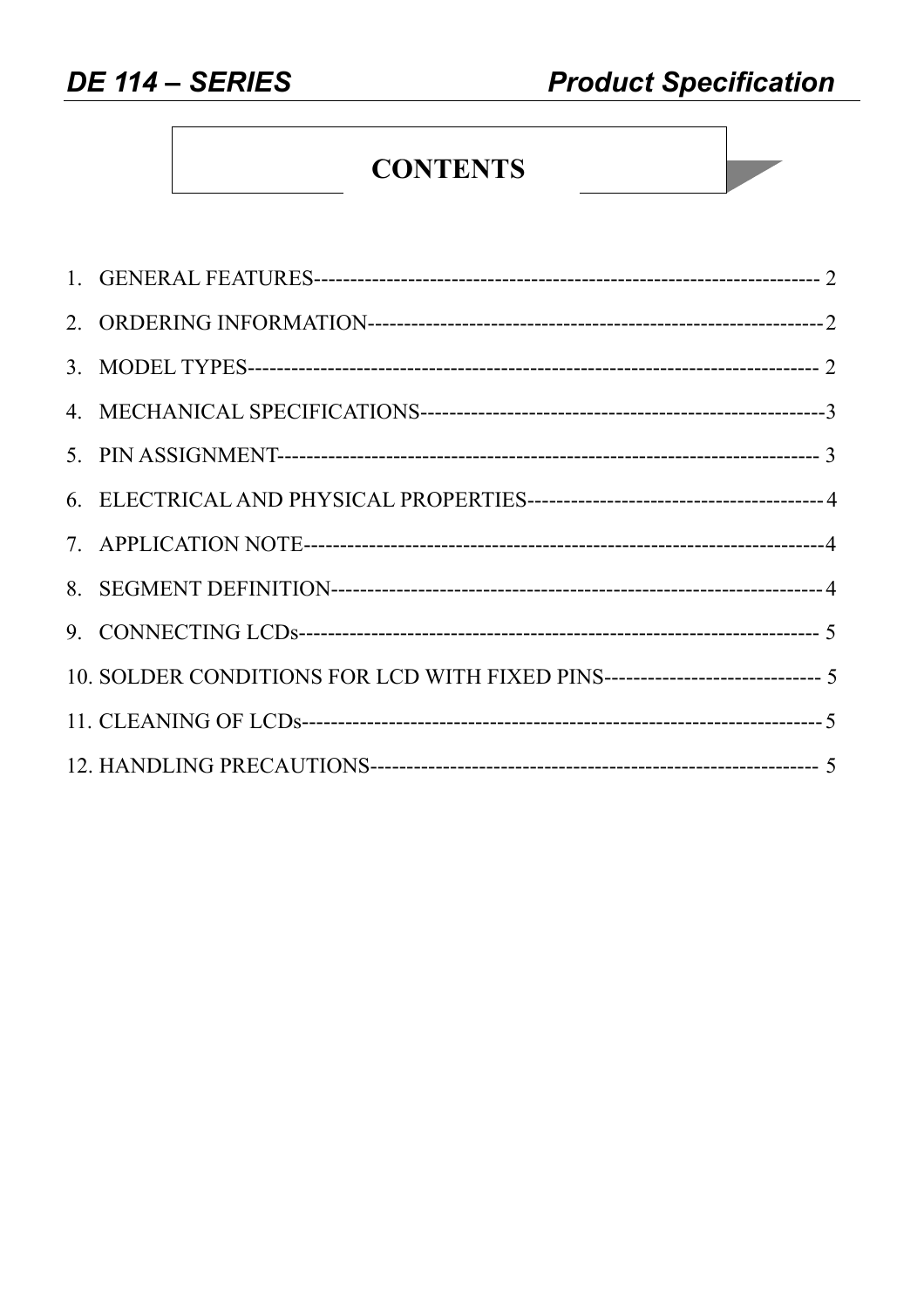# CONTENTS

1. GENERAL FEATURES------------------------------------------------------------------------ 2
2. ORDERING INFORMATION---------------------------------------------------------------- 2
3. MODEL TYPES--------------------------------------------------------------------------------- 2
4. MECHANICAL SPECIFICATIONS--------------------------------------------------------3
5. PIN ASSIGNMENT---------------------------------------------------------------------------- 3
6. ELECTRICAL AND PHYSICAL PROPERTIES----------------------------------------- 4
7. APPLICATION NOTE-------------------------------------------------------------------------4
8. SEGMENT DEFINITION---------------------------------------------------------------------- 4
9. CONNECTING LCDs------------------------------------------------------------------------- 5
10. SOLDER CONDITIONS FOR LCD WITH FIXED PINS------------------------------ 5
11. CLEANING OF LCDs------------------------------------------------------------------------ 5
12. HANDLING PRECAUTIONS---------------------------------------------------------- 5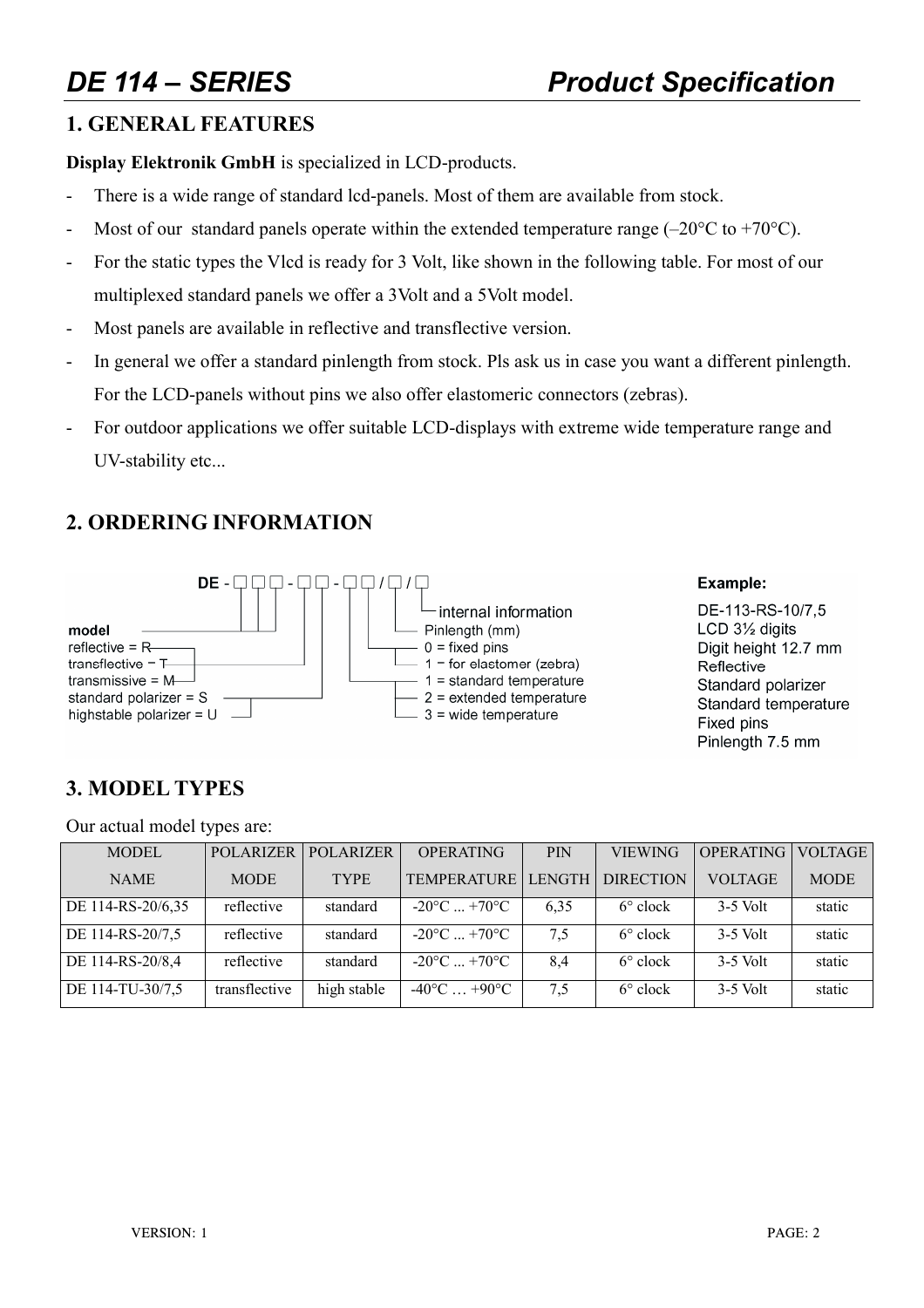# DE 114 – SERIES Product Specification

## 1. GENERAL FEATURES

**Display Elektronik GmbH** is specialized in LCD-products.

- There is a wide range of standard lcd-panels. Most of them are available from stock.
- Most of our standard panels operate within the extended temperature range (–20°C to +70°C).
- For the static types the Vlcd is ready for 3 Volt, like shown in the following table. For most of our multiplexed standard panels we offer a 3Volt and a 5Volt model.
- Most panels are available in reflective and transflective version.
- In general we offer a standard pinlength from stock. Pls ask us in case you want a different pinlength. For the LCD-panels without pins we also offer elastomeric connectors (zebras).
- For outdoor applications we offer suitable LCD-displays with extreme wide temperature range and UV-stability etc...

## 2. ORDERING INFORMATION

DE - □□□ - □□ - □□ / □ / □

- model
- reflective = R
- transflective = T
- transmissive = M
- standard polarizer = S
- highstable polarizer = U
- 1 = standard temperature
- 2 = extended temperature
- 3 = wide temperature
- 0 = fixed pins
- 1 = for elastomer (zebra)
- Pinlength (mm)
- internal information

**Example:**

DE-113-RS-10/7,5
LCD 3½ digits
Digit height 12.7 mm
Reflective
Standard polarizer
Standard temperature
Fixed pins
Pinlength 7.5 mm

## 3. MODEL TYPES

Our actual model types are:

| MODEL NAME | POLARIZER MODE | POLARIZER TYPE | OPERATING TEMPERATURE | PIN LENGTH | VIEWING DIRECTION | OPERATING VOLTAGE | VOLTAGE MODE |
|---|---|---|---|---|---|---|---|
| DE 114-RS-20/6,35 | reflective | standard | -20°C ... +70°C | 6,35 | 6° clock | 3-5 Volt | static |
| DE 114-RS-20/7,5 | reflective | standard | -20°C ... +70°C | 7,5 | 6° clock | 3-5 Volt | static |
| DE 114-RS-20/8,4 | reflective | standard | -20°C ... +70°C | 8,4 | 6° clock | 3-5 Volt | static |
| DE 114-TU-30/7,5 | transflective | high stable | -40°C … +90°C | 7,5 | 6° clock | 3-5 Volt | static |

VERSION: 1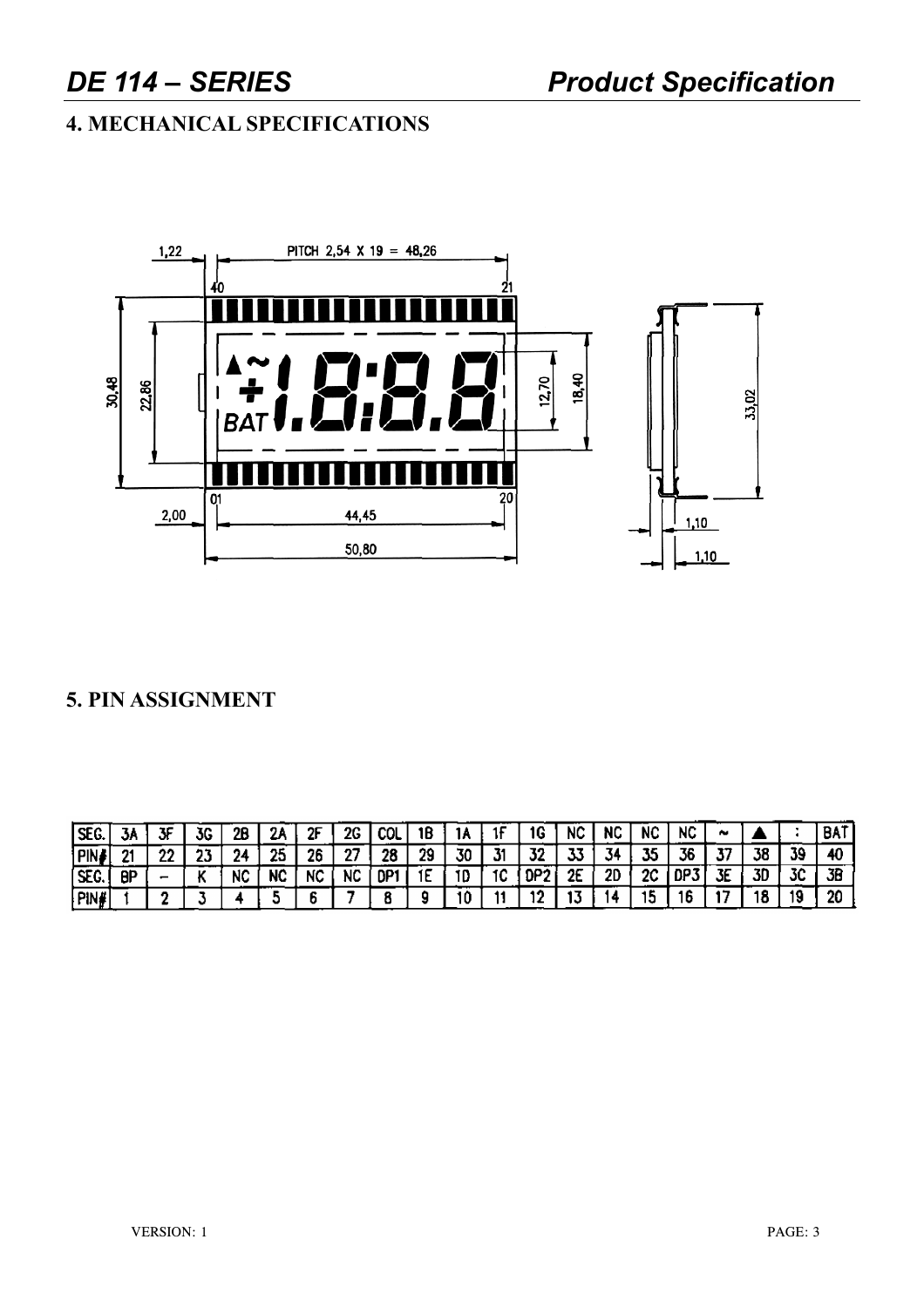## 4. MECHANICAL SPECIFICATIONS

## 5. PIN ASSIGNMENT

| SEG. | 3A | 3F | 3G | 2B | 2A | 2F | 2G | COL | 1B | 1A | 1F | 1G | NC | NC | NC | NC | ~ | ▲ | : | BAT |
|---|---|---|---|---|---|---|---|---|---|---|---|---|---|---|---|---|---|---|---|---|
| PIN# | 21 | 22 | 23 | 24 | 25 | 26 | 27 | 28 | 29 | 30 | 31 | 32 | 33 | 34 | 35 | 36 | 37 | 38 | 39 | 40 |
| SEG. | BP | – | K | NC | NC | NC | NC | DP1 | 1E | 1D | 1C | DP2 | 2E | 2D | 2C | DP3 | 3E | 3D | 3C | 3B |
| PIN# | 1 | 2 | 3 | 4 | 5 | 6 | 7 | 8 | 9 | 10 | 11 | 12 | 13 | 14 | 15 | 16 | 17 | 18 | 19 | 20 |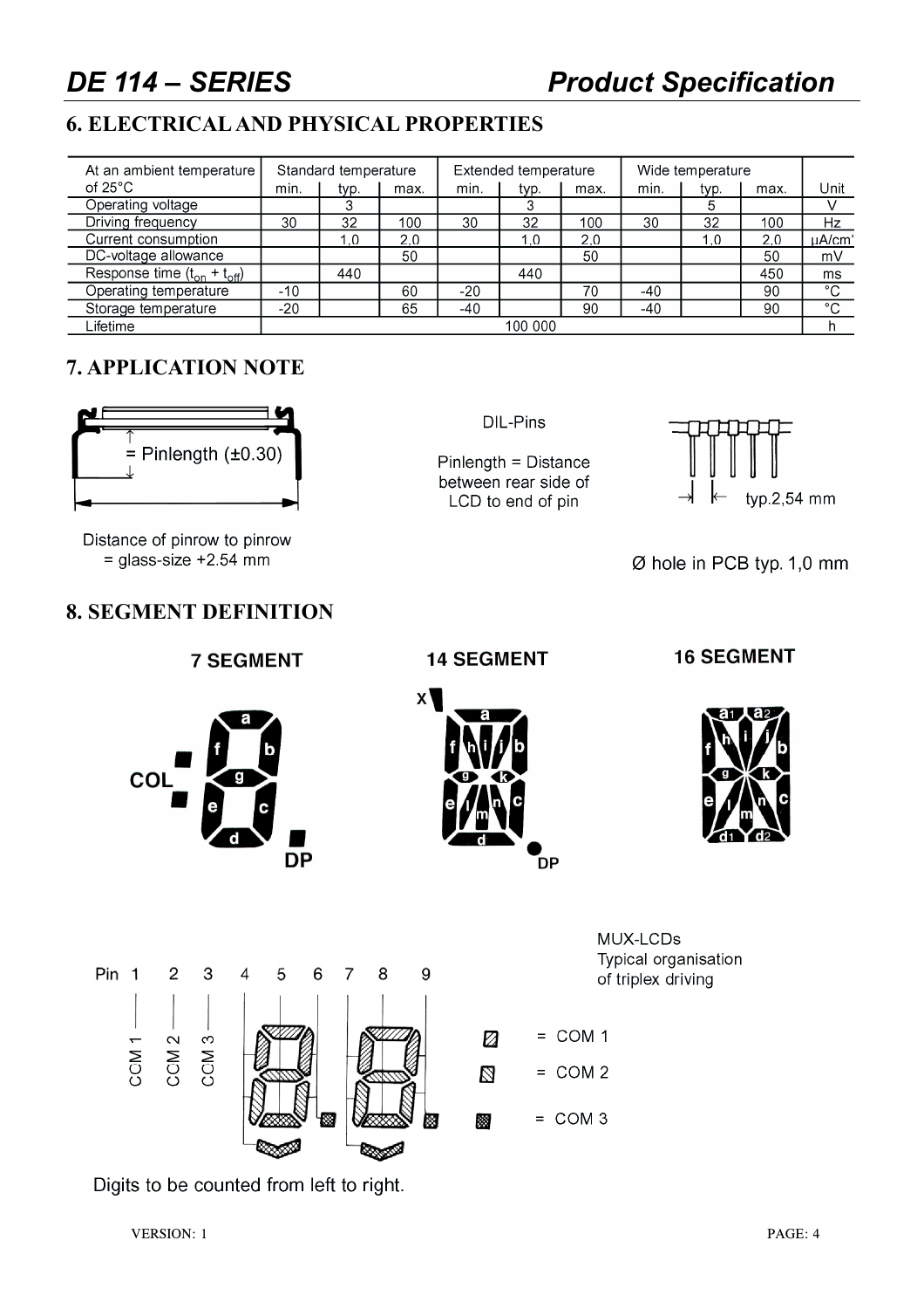## 6. ELECTRICAL AND PHYSICAL PROPERTIES

| At an ambient temperature of 25°C | Standard temperature | | | Extended temperature | | | Wide temperature | | | Unit |
|---|---|---|---|---|---|---|---|---|---|---|
| | min. | typ. | max. | min. | typ. | max. | min. | typ. | max. | |
| Operating voltage | | 3 | | | 3 | | | 5 | | V |
| Driving frequency | 30 | 32 | 100 | 30 | 32 | 100 | 30 | 32 | 100 | Hz |
| Current consumption | | 1,0 | 2,0 | | 1,0 | 2,0 | | 1,0 | 2,0 | µA/cm² |
| DC-voltage allowance | | | 50 | | | 50 | | | 50 | mV |
| Response time ($t_{on}$ + $t_{off}$) | | 440 | | | 440 | | | | 450 | ms |
| Operating temperature | -10 | | 60 | -20 | | 70 | -40 | | 90 | °C |
| Storage temperature | -20 | | 65 | -40 | | 90 | -40 | | 90 | °C |
| Lifetime | 100 000 | | | | | | | | | h |

## 7. APPLICATION NOTE

= Pinlength (±0.30)

Distance of pinrow to pinrow = glass-size +2.54 mm

DIL-Pins

Pinlength = Distance between rear side of LCD to end of pin

typ.2,54 mm

Ø hole in PCB typ. 1,0 mm

## 8. SEGMENT DEFINITION

**7 SEGMENT**

**14 SEGMENT**

**16 SEGMENT**

MUX-LCDs
Typical organisation of triplex driving

Pin 1 2 3 4 5 6 7 8 9

CCM 1, CCM 2, CCM 3

= COM 1

= COM 2

= COM 3

Digits to be counted from left to right.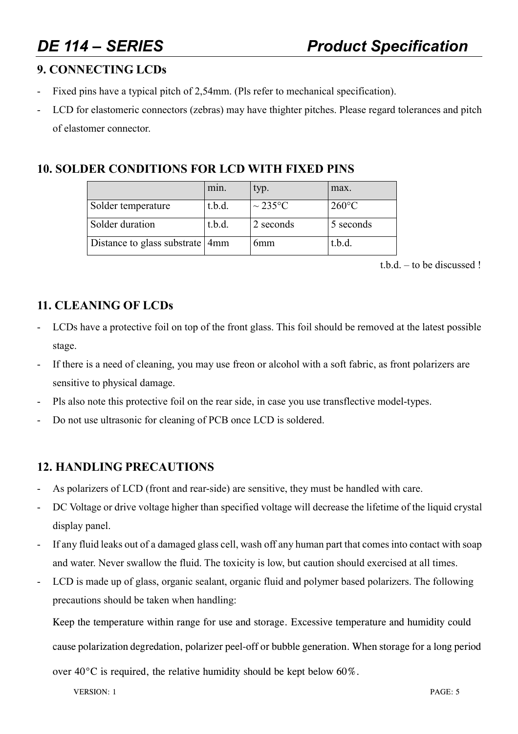## 9. CONNECTING LCDs

- Fixed pins have a typical pitch of 2,54mm. (Pls refer to mechanical specification).
- LCD for elastomeric connectors (zebras) may have thighter pitches. Please regard tolerances and pitch of elastomer connector.

## 10. SOLDER CONDITIONS FOR LCD WITH FIXED PINS

| | min. | typ. | max. |
|---|---|---|---|
| Solder temperature | t.b.d. | ~ 235°C | 260°C |
| Solder duration | t.b.d. | 2 seconds | 5 seconds |
| Distance to glass substrate | 4mm | 6mm | t.b.d. |

t.b.d. – to be discussed !

## 11. CLEANING OF LCDs

- LCDs have a protective foil on top of the front glass. This foil should be removed at the latest possible stage.
- If there is a need of cleaning, you may use freon or alcohol with a soft fabric, as front polarizers are sensitive to physical damage.
- Pls also note this protective foil on the rear side, in case you use transflective model-types.
- Do not use ultrasonic for cleaning of PCB once LCD is soldered.

## 12. HANDLING PRECAUTIONS

- As polarizers of LCD (front and rear-side) are sensitive, they must be handled with care.
- DC Voltage or drive voltage higher than specified voltage will decrease the lifetime of the liquid crystal display panel.
- If any fluid leaks out of a damaged glass cell, wash off any human part that comes into contact with soap and water. Never swallow the fluid. The toxicity is low, but caution should exercised at all times.
- LCD is made up of glass, organic sealant, organic fluid and polymer based polarizers. The following precautions should be taken when handling:

  Keep the temperature within range for use and storage. Excessive temperature and humidity could cause polarization degredation, polarizer peel-off or bubble generation. When storage for a long period over 40°C is required, the relative humidity should be kept below 60%.